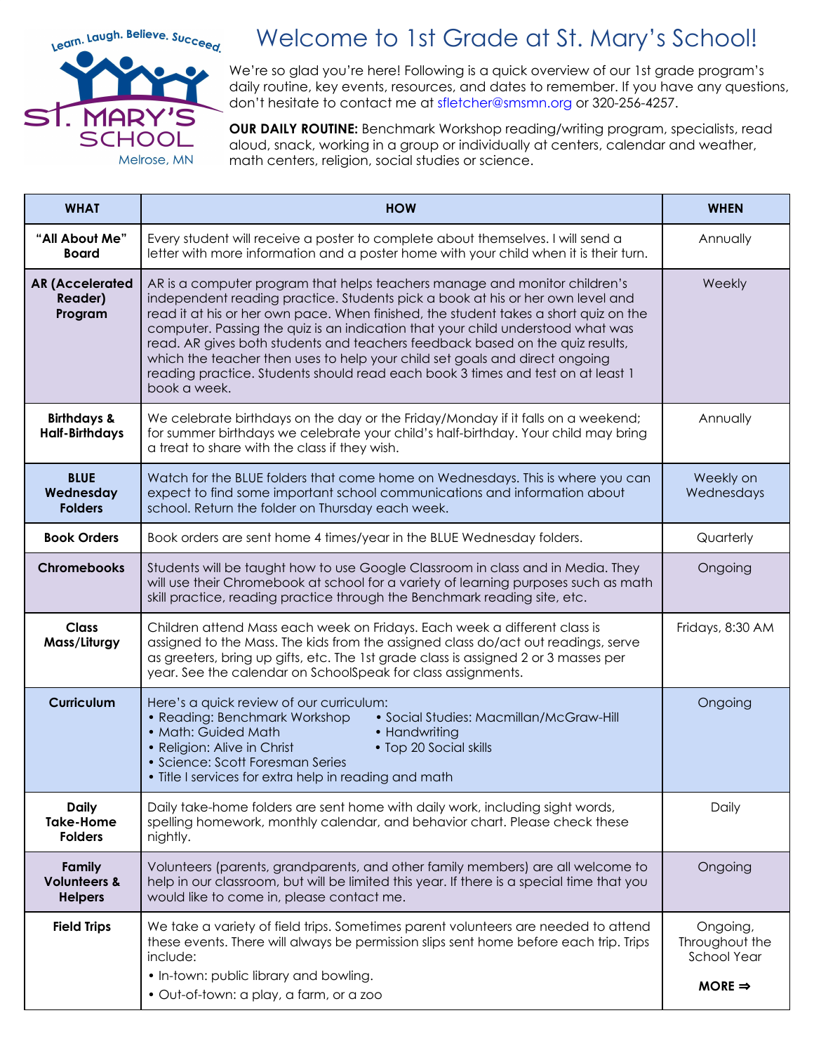Learn. Laugh. Believe. Succeed.

ST. MARY'S SCHOOL

Melrose, MN

# Welcome to 1st Grade at St. Mary's School!

We're so glad you're here! Following is a quick overview of our 1st grade program's daily routine, key events, resources, and dates to remember. If you have any questions, don't hesitate to contact me at sfletcher@smsmn.org or 320-256-4257.

**OUR DAILY ROUTINE:** Benchmark Workshop reading/writing program, specialists, read aloud, snack, working in a group or individually at centers, calendar and weather, math centers, religion, social studies or science.

| WHAT | HOW | WHEN |
| --- | --- | --- |
| **"All About Me" Board** | Every student will receive a poster to complete about themselves. I will send a letter with more information and a poster home with your child when it is their turn. | Annually |
| **AR (Accelerated Reader) Program** | AR is a computer program that helps teachers manage and monitor children's independent reading practice. Students pick a book at his or her own level and read it at his or her own pace. When finished, the student takes a short quiz on the computer. Passing the quiz is an indication that your child understood what was read. AR gives both students and teachers feedback based on the quiz results, which the teacher then uses to help your child set goals and direct ongoing reading practice. Students should read each book 3 times and test on at least 1 book a week. | Weekly |
| **Birthdays & Half-Birthdays** | We celebrate birthdays on the day or the Friday/Monday if it falls on a weekend; for summer birthdays we celebrate your child's half-birthday. Your child may bring a treat to share with the class if they wish. | Annually |
| **BLUE Wednesday Folders** | Watch for the BLUE folders that come home on Wednesdays. This is where you can expect to find some important school communications and information about school. Return the folder on Thursday each week. | Weekly on Wednesdays |
| **Book Orders** | Book orders are sent home 4 times/year in the BLUE Wednesday folders. | Quarterly |
| **Chromebooks** | Students will be taught how to use Google Classroom in class and in Media. They will use their Chromebook at school for a variety of learning purposes such as math skill practice, reading practice through the Benchmark reading site, etc. | Ongoing |
| **Class Mass/Liturgy** | Children attend Mass each week on Fridays. Each week a different class is assigned to the Mass. The kids from the assigned class do/act out readings, serve as greeters, bring up gifts, etc. The 1st grade class is assigned 2 or 3 masses per year. See the calendar on SchoolSpeak for class assignments. | Fridays, 8:30 AM |
| **Curriculum** | Here's a quick review of our curriculum:<br>• Reading: Benchmark Workshop<br>• Math: Guided Math<br>• Religion: Alive in Christ<br>• Science: Scott Foresman Series<br>• Title I services for extra help in reading and math<br>• Social Studies: Macmillan/McGraw-Hill<br>• Handwriting<br>• Top 20 Social skills | Ongoing |
| **Daily Take-Home Folders** | Daily take-home folders are sent home with daily work, including sight words, spelling homework, monthly calendar, and behavior chart. Please check these nightly. | Daily |
| **Family Volunteers & Helpers** | Volunteers (parents, grandparents, and other family members) are all welcome to help in our classroom, but will be limited this year. If there is a special time that you would like to come in, please contact me. | Ongoing |
| **Field Trips** | We take a variety of field trips. Sometimes parent volunteers are needed to attend these events. There will always be permission slips sent home before each trip. Trips include:<br>• In-town: public library and bowling.<br>• Out-of-town: a play, a farm, or a zoo | Ongoing, Throughout the School Year |

**MORE ⇒**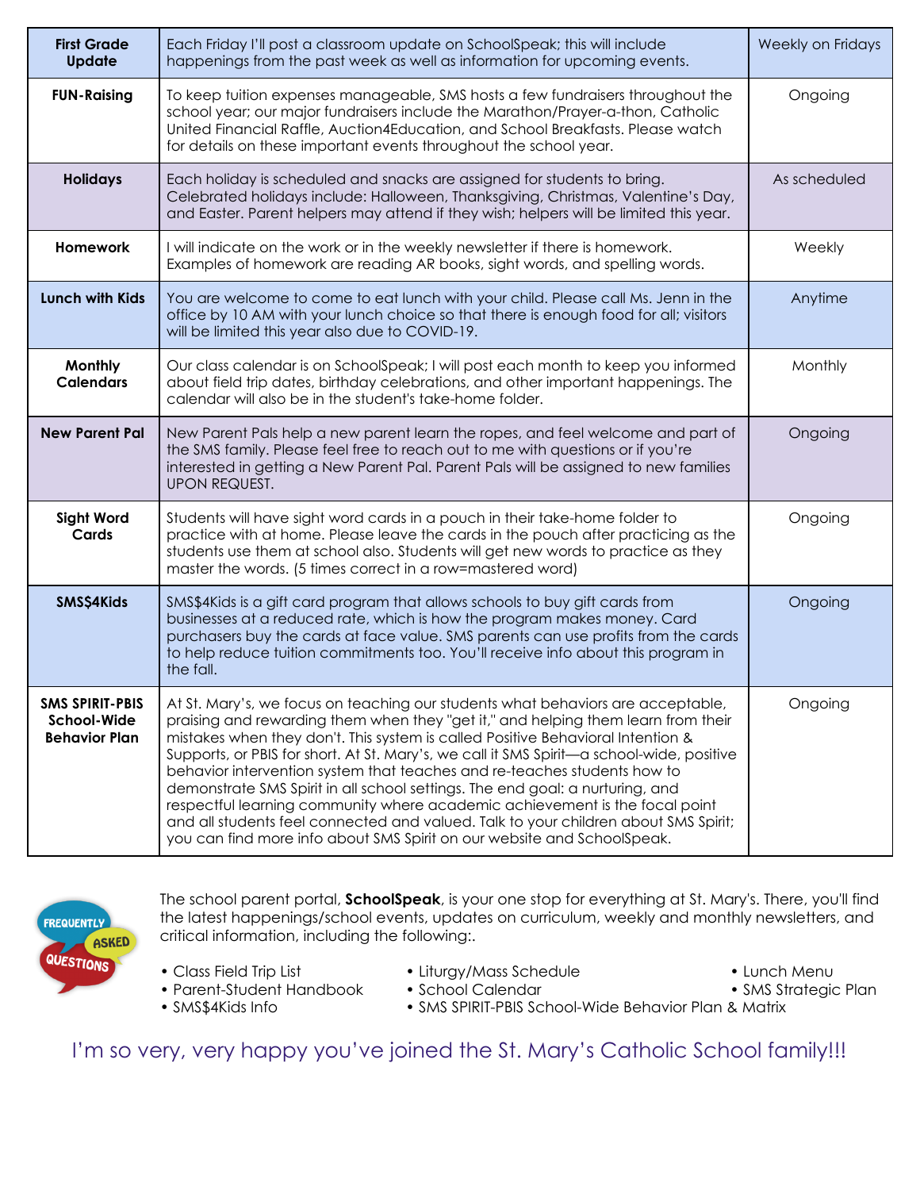| | | |
|---|---|---|
| **First Grade Update** | Each Friday I'll post a classroom update on SchoolSpeak; this will include happenings from the past week as well as information for upcoming events. | Weekly on Fridays |
| **FUN-Raising** | To keep tuition expenses manageable, SMS hosts a few fundraisers throughout the school year; our major fundraisers include the Marathon/Prayer-a-thon, Catholic United Financial Raffle, Auction4Education, and School Breakfasts. Please watch for details on these important events throughout the school year. | Ongoing |
| **Holidays** | Each holiday is scheduled and snacks are assigned for students to bring. Celebrated holidays include: Halloween, Thanksgiving, Christmas, Valentine's Day, and Easter. Parent helpers may attend if they wish; helpers will be limited this year. | As scheduled |
| **Homework** | I will indicate on the work or in the weekly newsletter if there is homework. Examples of homework are reading AR books, sight words, and spelling words. | Weekly |
| **Lunch with Kids** | You are welcome to come to eat lunch with your child. Please call Ms. Jenn in the office by 10 AM with your lunch choice so that there is enough food for all; visitors will be limited this year also due to COVID-19. | Anytime |
| **Monthly Calendars** | Our class calendar is on SchoolSpeak; I will post each month to keep you informed about field trip dates, birthday celebrations, and other important happenings. The calendar will also be in the student's take-home folder. | Monthly |
| **New Parent Pal** | New Parent Pals help a new parent learn the ropes, and feel welcome and part of the SMS family. Please feel free to reach out to me with questions or if you're interested in getting a New Parent Pal. Parent Pals will be assigned to new families UPON REQUEST. | Ongoing |
| **Sight Word Cards** | Students will have sight word cards in a pouch in their take-home folder to practice with at home. Please leave the cards in the pouch after practicing as the students use them at school also. Students will get new words to practice as they master the words. (5 times correct in a row=mastered word) | Ongoing |
| **SMS$4Kids** | SMS$4Kids is a gift card program that allows schools to buy gift cards from businesses at a reduced rate, which is how the program makes money. Card purchasers buy the cards at face value. SMS parents can use profits from the cards to help reduce tuition commitments too. You'll receive info about this program in the fall. | Ongoing |
| **SMS SPIRIT-PBIS School-Wide Behavior Plan** | At St. Mary's, we focus on teaching our students what behaviors are acceptable, praising and rewarding them when they "get it," and helping them learn from their mistakes when they don't. This system is called Positive Behavioral Intention & Supports, or PBIS for short. At St. Mary's, we call it SMS Spirit—a school-wide, positive behavior intervention system that teaches and re-teaches students how to demonstrate SMS Spirit in all school settings. The end goal: a nurturing, and respectful learning community where academic achievement is the focal point and all students feel connected and valued. Talk to your children about SMS Spirit; you can find more info about SMS Spirit on our website and SchoolSpeak. | Ongoing |

FREQUENTLY ASKED QUESTIONS

The school parent portal, **SchoolSpeak**, is your one stop for everything at St. Mary's. There, you'll find the latest happenings/school events, updates on curriculum, weekly and monthly newsletters, and critical information, including the following:.

- Class Field Trip List
- Parent-Student Handbook
- SMS$4Kids Info
- Liturgy/Mass Schedule
- School Calendar
- SMS SPIRIT-PBIS School-Wide Behavior Plan & Matrix
- Lunch Menu
- SMS Strategic Plan

I'm so very, very happy you've joined the St. Mary's Catholic School family!!!